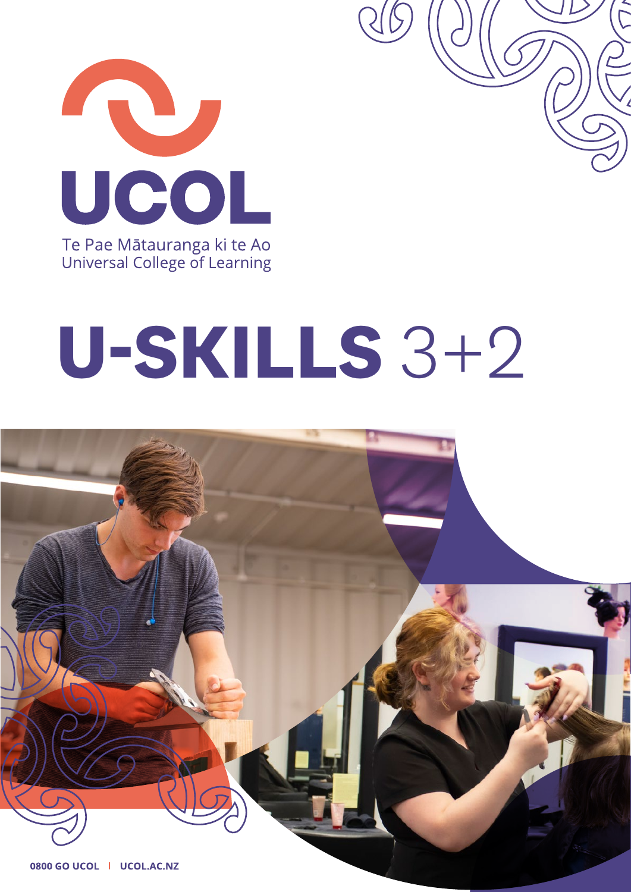UCOL

Te Pae Mātauranga ki te Ao
Universal College of Learning

# U-SKILLS 3+2

0800 GO UCOL | UCOL.AC.NZ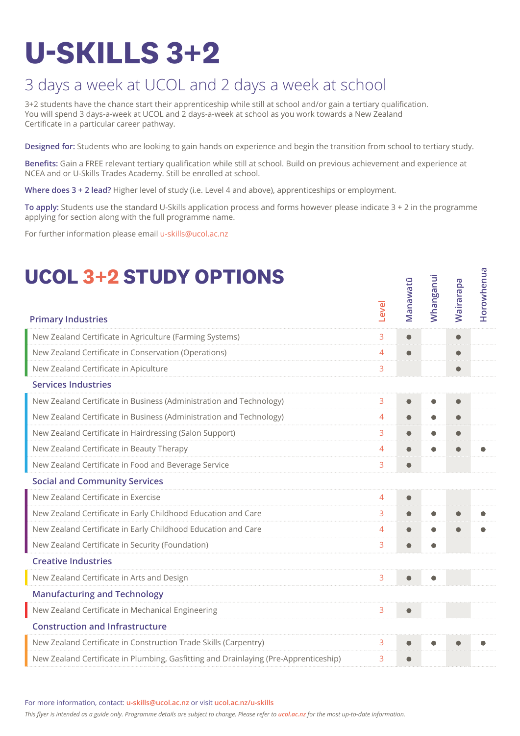# U-SKILLS 3+2

## 3 days a week at UCOL and 2 days a week at school

3+2 students have the chance start their apprenticeship while still at school and/or gain a tertiary qualification. You will spend 3 days-a-week at UCOL and 2 days-a-week at school as you work towards a New Zealand Certificate in a particular career pathway.

**Designed for:** Students who are looking to gain hands on experience and begin the transition from school to tertiary study.

**Benefits:** Gain a FREE relevant tertiary qualification while still at school. Build on previous achievement and experience at NCEA and or U-Skills Trades Academy. Still be enrolled at school.

**Where does 3 + 2 lead?** Higher level of study (i.e. Level 4 and above), apprenticeships or employment.

**To apply:** Students use the standard U-Skills application process and forms however please indicate 3 + 2 in the programme applying for section along with the full programme name.

For further information please email u-skills@ucol.ac.nz

## UCOL 3+2 STUDY OPTIONS

| | Level | Manawatū | Whanganui | Wairarapa | Horowhenua |
|---|---|---|---|---|---|
| **Primary Industries** | | | | | |
| New Zealand Certificate in Agriculture (Farming Systems) | 3 | ● | | ● | |
| New Zealand Certificate in Conservation (Operations) | 4 | ● | | ● | |
| New Zealand Certificate in Apiculture | 3 | | | ● | |
| **Services Industries** | | | | | |
| New Zealand Certificate in Business (Administration and Technology) | 3 | ● | ● | ● | |
| New Zealand Certificate in Business (Administration and Technology) | 4 | ● | ● | ● | |
| New Zealand Certificate in Hairdressing (Salon Support) | 3 | ● | ● | ● | |
| New Zealand Certificate in Beauty Therapy | 4 | ● | ● | ● | ● |
| New Zealand Certificate in Food and Beverage Service | 3 | ● | | | |
| **Social and Community Services** | | | | | |
| New Zealand Certificate in Exercise | 4 | ● | | | |
| New Zealand Certificate in Early Childhood Education and Care | 3 | ● | ● | ● | ● |
| New Zealand Certificate in Early Childhood Education and Care | 4 | ● | ● | ● | ● |
| New Zealand Certificate in Security (Foundation) | 3 | ● | ● | | |
| **Creative Industries** | | | | | |
| New Zealand Certificate in Arts and Design | 3 | ● | ● | | |
| **Manufacturing and Technology** | | | | | |
| New Zealand Certificate in Mechanical Engineering | 3 | ● | | | |
| **Construction and Infrastructure** | | | | | |
| New Zealand Certificate in Construction Trade Skills (Carpentry) | 3 | ● | ● | ● | ● |
| New Zealand Certificate in Plumbing, Gasfitting and Drainlaying (Pre-Apprenticeship) | 3 | ● | | | |

For more information, contact: u-skills@ucol.ac.nz or visit ucol.ac.nz/u-skills

*This flyer is intended as a guide only. Programme details are subject to change. Please refer to ucol.ac.nz for the most up-to-date information.*